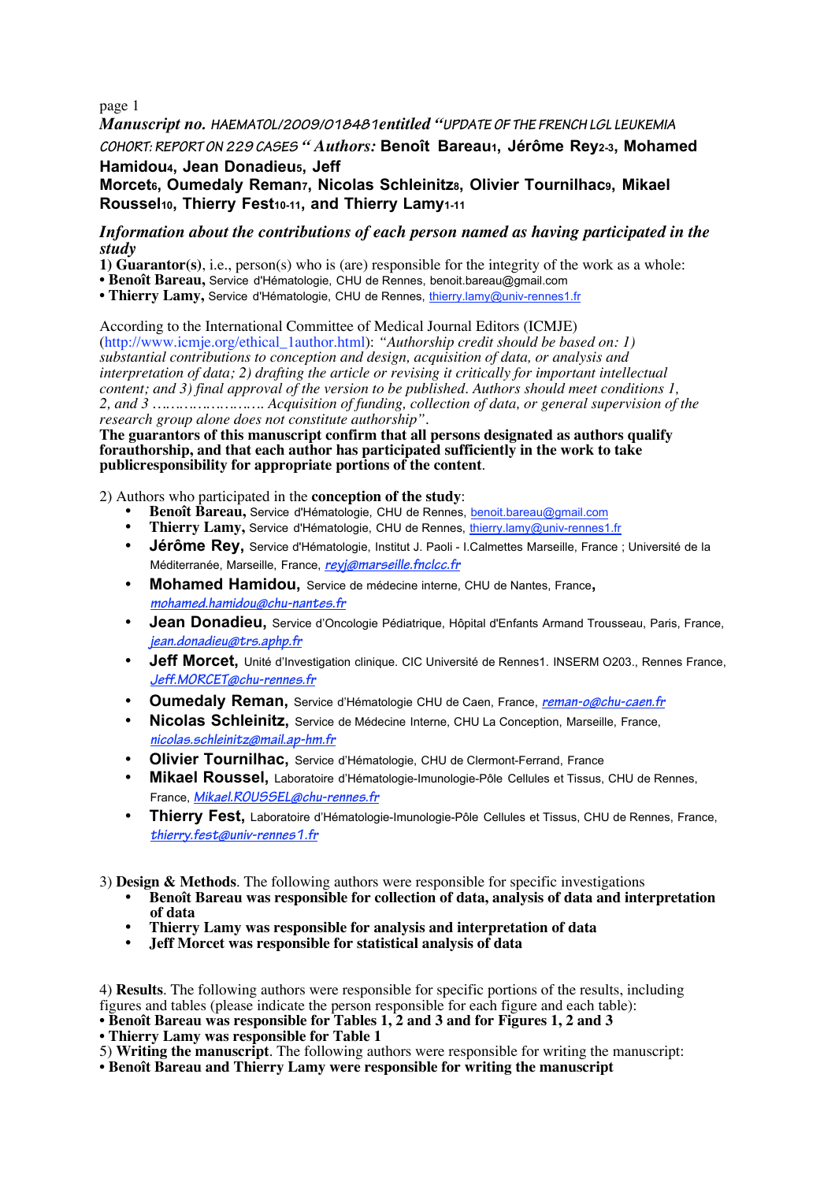page 1

***Manuscript no.*** *HAEMATOL/2009/018481* ***entitled*** *"UPDATE OF THE FRENCH LGL LEUKEMIA COHORT: REPORT ON 229 CASES"* ***Authors:*** **Benoît Bareau[1], Jérôme Rey[2-3], Mohamed Hamidou[4], Jean Donadieu[5], Jeff Morcet[6], Oumedaly Reman[7], Nicolas Schleinitz[8], Olivier Tournilhac[9], Mikael Roussel[10], Thierry Fest[10-11], and Thierry Lamy[1-11]**

***Information about the contributions of each person named as having participated in the study***

**1) Guarantor(s)**, i.e., person(s) who is (are) responsible for the integrity of the work as a whole:

- **Benoît Bareau,** Service d'Hématologie, CHU de Rennes, benoit.bareau@gmail.com
- **Thierry Lamy,** Service d'Hématologie, CHU de Rennes, thierry.lamy@univ-rennes1.fr

According to the International Committee of Medical Journal Editors (ICMJE) (http://www.icmje.org/ethical_1author.html): *"Authorship credit should be based on: 1) substantial contributions to conception and design, acquisition of data, or analysis and interpretation of data; 2) drafting the article or revising it critically for important intellectual content; and 3) final approval of the version to be published. Authors should meet conditions 1, 2, and 3 ……………………. Acquisition of funding, collection of data, or general supervision of the research group alone does not constitute authorship"*.

**The guarantors of this manuscript confirm that all persons designated as authors qualify forauthorship, and that each author has participated sufficiently in the work to take publicresponsibility for appropriate portions of the content**.

2) Authors who participated in the **conception of the study**:

- **Benoît Bareau,** Service d'Hématologie, CHU de Rennes, benoit.bareau@gmail.com
- **Thierry Lamy,** Service d'Hématologie, CHU de Rennes, thierry.lamy@univ-rennes1.fr
- **Jérôme Rey,** Service d'Hématologie, Institut J. Paoli - I.Calmettes Marseille, France ; Université de la Méditerranée, Marseille, France, *reyj@marseille.fnclcc.fr*
- **Mohamed Hamidou,** Service de médecine interne, CHU de Nantes, France, *mohamed.hamidou@chu-nantes.fr*
- **Jean Donadieu,** Service d'Oncologie Pédiatrique, Hôpital d'Enfants Armand Trousseau, Paris, France, *jean.donadieu@trs.aphp.fr*
- **Jeff Morcet,** Unité d'Investigation clinique. CIC Université de Rennes1. INSERM O203., Rennes France, *Jeff.MORCET@chu-rennes.fr*
- **Oumedaly Reman,** Service d'Hématologie CHU de Caen, France, *reman-o@chu-caen.fr*
- **Nicolas Schleinitz,** Service de Médecine Interne, CHU La Conception, Marseille, France, *nicolas.schleinitz@mail.ap-hm.fr*
- **Olivier Tournilhac,** Service d'Hématologie, CHU de Clermont-Ferrand, France
- **Mikael Roussel,** Laboratoire d'Hématologie-Imunologie-Pôle Cellules et Tissus, CHU de Rennes, France, *Mikael.ROUSSEL@chu-rennes.fr*
- **Thierry Fest,** Laboratoire d'Hématologie-Imunologie-Pôle Cellules et Tissus, CHU de Rennes, France, *thierry.fest@univ-rennes1.fr*

3) **Design & Methods**. The following authors were responsible for specific investigations

- **Benoît Bareau was responsible for collection of data, analysis of data and interpretation of data**
- **Thierry Lamy was responsible for analysis and interpretation of data**
- **Jeff Morcet was responsible for statistical analysis of data**

4) **Results**. The following authors were responsible for specific portions of the results, including figures and tables (please indicate the person responsible for each figure and each table):

- **Benoît Bareau was responsible for Tables 1, 2 and 3 and for Figures 1, 2 and 3**
- **Thierry Lamy was responsible for Table 1**

5) **Writing the manuscript**. The following authors were responsible for writing the manuscript:

- **Benoît Bareau and Thierry Lamy were responsible for writing the manuscript**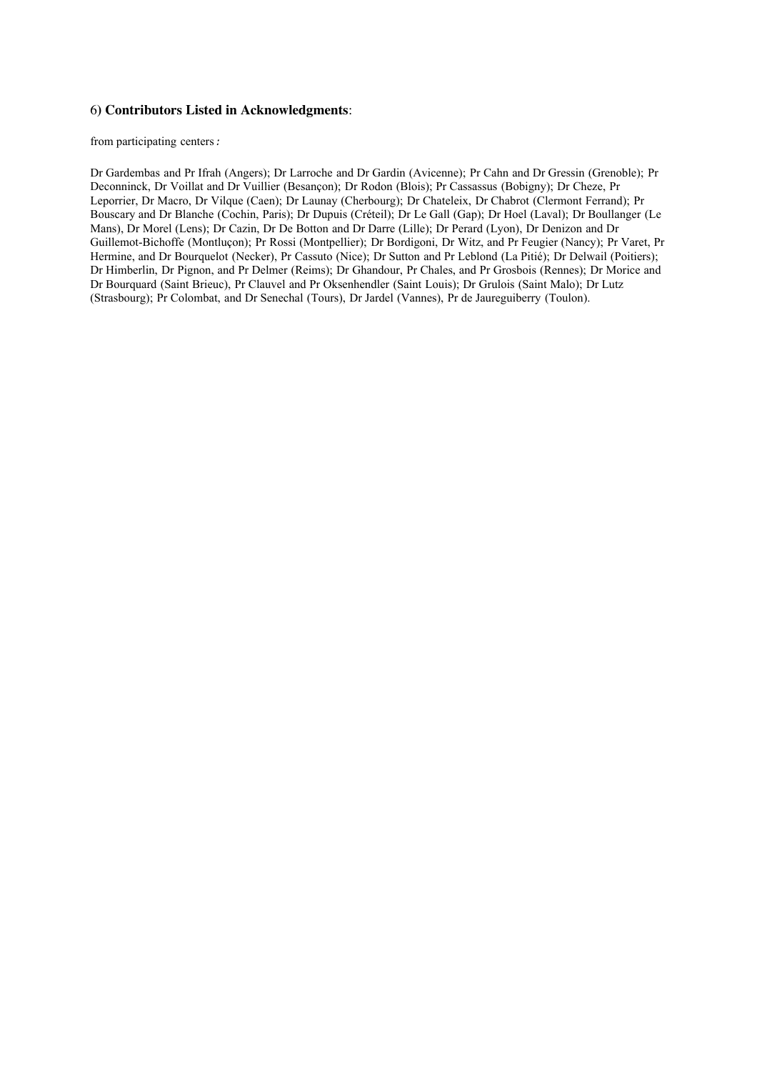6) **Contributors Listed in Acknowledgments**:

from participating centers*:*

Dr Gardembas and Pr Ifrah (Angers); Dr Larroche and Dr Gardin (Avicenne); Pr Cahn and Dr Gressin (Grenoble); Pr Deconninck, Dr Voillat and Dr Vuillier (Besançon); Dr Rodon (Blois); Pr Cassassus (Bobigny); Dr Cheze, Pr Leporrier, Dr Macro, Dr Vilque (Caen); Dr Launay (Cherbourg); Dr Chateleix, Dr Chabrot (Clermont Ferrand); Pr Bouscary and Dr Blanche (Cochin, Paris); Dr Dupuis (Créteil); Dr Le Gall (Gap); Dr Hoel (Laval); Dr Boullanger (Le Mans), Dr Morel (Lens); Dr Cazin, Dr De Botton and Dr Darre (Lille); Dr Perard (Lyon), Dr Denizon and Dr Guillemot-Bichoffe (Montluçon); Pr Rossi (Montpellier); Dr Bordigoni, Dr Witz, and Pr Feugier (Nancy); Pr Varet, Pr Hermine, and Dr Bourquelot (Necker), Pr Cassuto (Nice); Dr Sutton and Pr Leblond (La Pitié); Dr Delwail (Poitiers); Dr Himberlin, Dr Pignon, and Pr Delmer (Reims); Dr Ghandour, Pr Chales, and Pr Grosbois (Rennes); Dr Morice and Dr Bourquard (Saint Brieuc), Pr Clauvel and Pr Oksenhendler (Saint Louis); Dr Grulois (Saint Malo); Dr Lutz (Strasbourg); Pr Colombat, and Dr Senechal (Tours), Dr Jardel (Vannes), Pr de Jaureguiberry (Toulon).